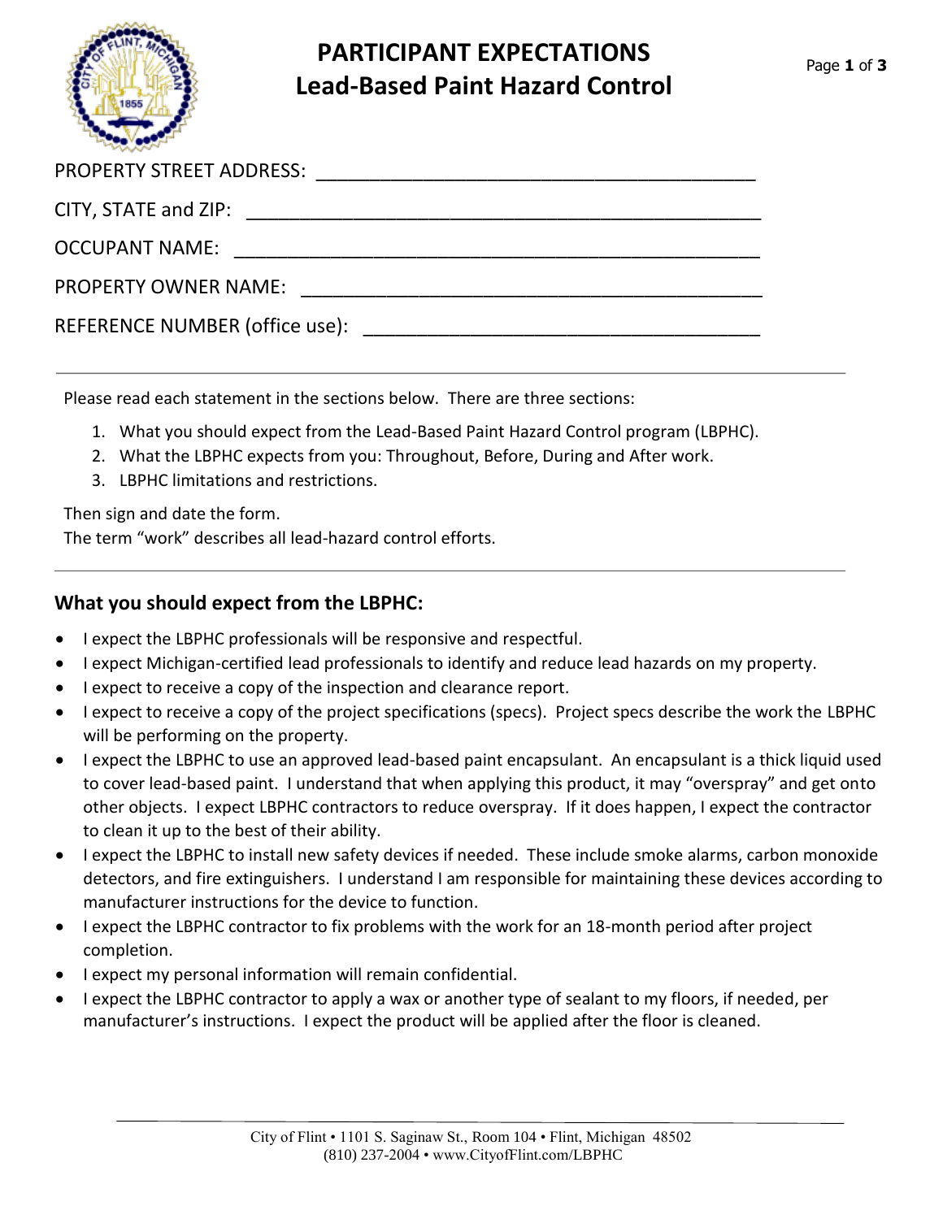# PARTICIPANT EXPECTATIONS
## Lead-Based Paint Hazard Control

PROPERTY STREET ADDRESS: ________________________________________

CITY, STATE and ZIP: ________________________________________

OCCUPANT NAME: ________________________________________

PROPERTY OWNER NAME: ________________________________________

REFERENCE NUMBER (office use): ________________________________________

---

Please read each statement in the sections below. There are three sections:

1. What you should expect from the Lead-Based Paint Hazard Control program (LBPHC).
2. What the LBPHC expects from you: Throughout, Before, During and After work.
3. LBPHC limitations and restrictions.

Then sign and date the form.
The term "work" describes all lead-hazard control efforts.

---

### What you should expect from the LBPHC:

- I expect the LBPHC professionals will be responsive and respectful.
- I expect Michigan-certified lead professionals to identify and reduce lead hazards on my property.
- I expect to receive a copy of the inspection and clearance report.
- I expect to receive a copy of the project specifications (specs). Project specs describe the work the LBPHC will be performing on the property.
- I expect the LBPHC to use an approved lead-based paint encapsulant. An encapsulant is a thick liquid used to cover lead-based paint. I understand that when applying this product, it may "overspray" and get onto other objects. I expect LBPHC contractors to reduce overspray. If it does happen, I expect the contractor to clean it up to the best of their ability.
- I expect the LBPHC to install new safety devices if needed. These include smoke alarms, carbon monoxide detectors, and fire extinguishers. I understand I am responsible for maintaining these devices according to manufacturer instructions for the device to function.
- I expect the LBPHC contractor to fix problems with the work for an 18-month period after project completion.
- I expect my personal information will remain confidential.
- I expect the LBPHC contractor to apply a wax or another type of sealant to my floors, if needed, per manufacturer's instructions. I expect the product will be applied after the floor is cleaned.

City of Flint • 1101 S. Saginaw St., Room 104 • Flint, Michigan 48502
(810) 237-2004 • www.CityofFlint.com/LBPHC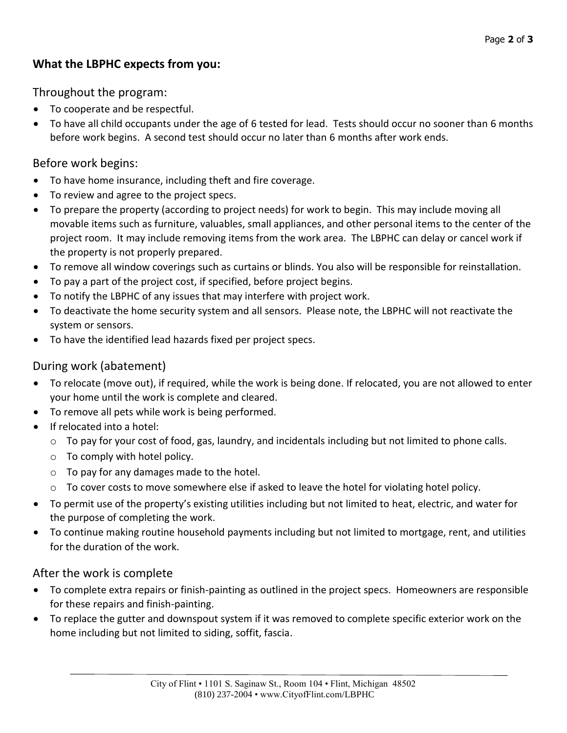## What the LBPHC expects from you:

### Throughout the program:

- To cooperate and be respectful.
- To have all child occupants under the age of 6 tested for lead. Tests should occur no sooner than 6 months before work begins. A second test should occur no later than 6 months after work ends.

### Before work begins:

- To have home insurance, including theft and fire coverage.
- To review and agree to the project specs.
- To prepare the property (according to project needs) for work to begin. This may include moving all movable items such as furniture, valuables, small appliances, and other personal items to the center of the project room. It may include removing items from the work area. The LBPHC can delay or cancel work if the property is not properly prepared.
- To remove all window coverings such as curtains or blinds. You also will be responsible for reinstallation.
- To pay a part of the project cost, if specified, before project begins.
- To notify the LBPHC of any issues that may interfere with project work.
- To deactivate the home security system and all sensors. Please note, the LBPHC will not reactivate the system or sensors.
- To have the identified lead hazards fixed per project specs.

### During work (abatement)

- To relocate (move out), if required, while the work is being done. If relocated, you are not allowed to enter your home until the work is complete and cleared.
- To remove all pets while work is being performed.
- If relocated into a hotel:
  - To pay for your cost of food, gas, laundry, and incidentals including but not limited to phone calls.
  - To comply with hotel policy.
  - To pay for any damages made to the hotel.
  - To cover costs to move somewhere else if asked to leave the hotel for violating hotel policy.
- To permit use of the property's existing utilities including but not limited to heat, electric, and water for the purpose of completing the work.
- To continue making routine household payments including but not limited to mortgage, rent, and utilities for the duration of the work.

### After the work is complete

- To complete extra repairs or finish-painting as outlined in the project specs. Homeowners are responsible for these repairs and finish-painting.
- To replace the gutter and downspout system if it was removed to complete specific exterior work on the home including but not limited to siding, soffit, fascia.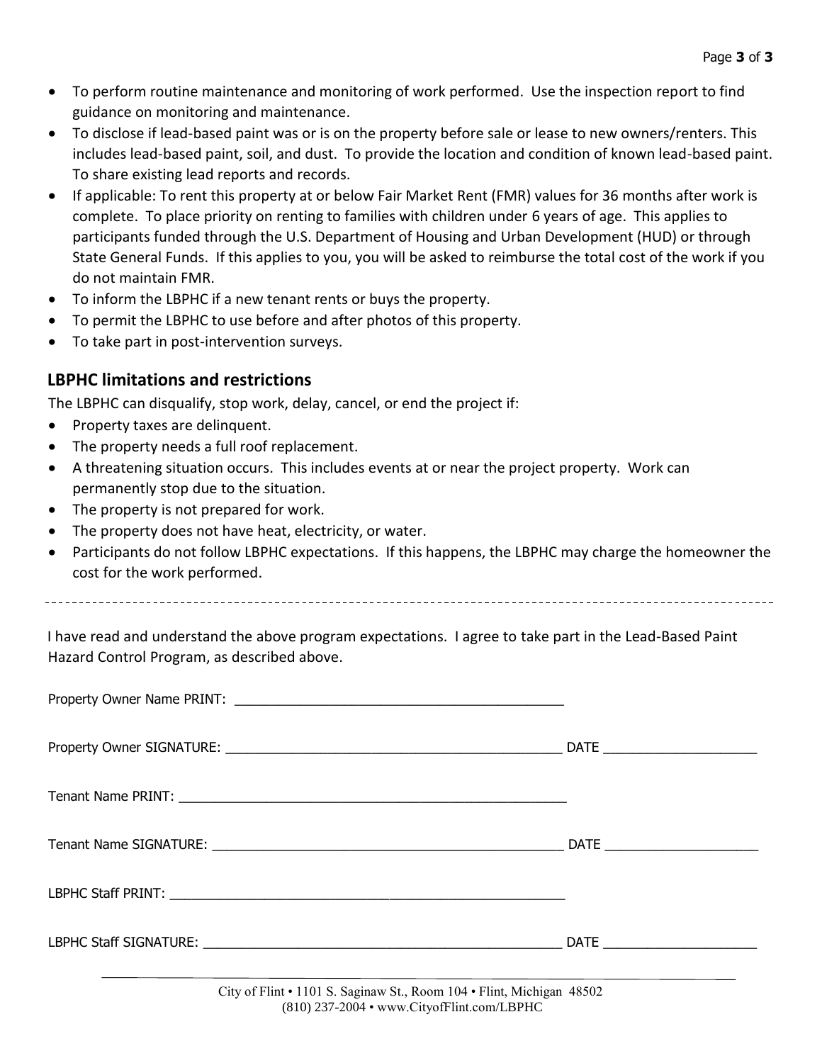- To perform routine maintenance and monitoring of work performed. Use the inspection report to find guidance on monitoring and maintenance.
- To disclose if lead-based paint was or is on the property before sale or lease to new owners/renters. This includes lead-based paint, soil, and dust. To provide the location and condition of known lead-based paint. To share existing lead reports and records.
- If applicable: To rent this property at or below Fair Market Rent (FMR) values for 36 months after work is complete. To place priority on renting to families with children under 6 years of age. This applies to participants funded through the U.S. Department of Housing and Urban Development (HUD) or through State General Funds. If this applies to you, you will be asked to reimburse the total cost of the work if you do not maintain FMR.
- To inform the LBPHC if a new tenant rents or buys the property.
- To permit the LBPHC to use before and after photos of this property.
- To take part in post-intervention surveys.

## LBPHC limitations and restrictions

The LBPHC can disqualify, stop work, delay, cancel, or end the project if:

- Property taxes are delinquent.
- The property needs a full roof replacement.
- A threatening situation occurs. This includes events at or near the project property. Work can permanently stop due to the situation.
- The property is not prepared for work.
- The property does not have heat, electricity, or water.
- Participants do not follow LBPHC expectations. If this happens, the LBPHC may charge the homeowner the cost for the work performed.

---

I have read and understand the above program expectations. I agree to take part in the Lead-Based Paint Hazard Control Program, as described above.

Property Owner Name PRINT: ______________________________________________

Property Owner SIGNATURE: ______________________________________________ DATE ____________________

Tenant Name PRINT: ______________________________________________________

Tenant Name SIGNATURE: _________________________________________________ DATE ____________________

LBPHC Staff PRINT: ______________________________________________________

LBPHC Staff SIGNATURE: _________________________________________________ DATE ____________________

City of Flint • 1101 S. Saginaw St., Room 104 • Flint, Michigan 48502
(810) 237-2004 • www.CityofFlint.com/LBPHC